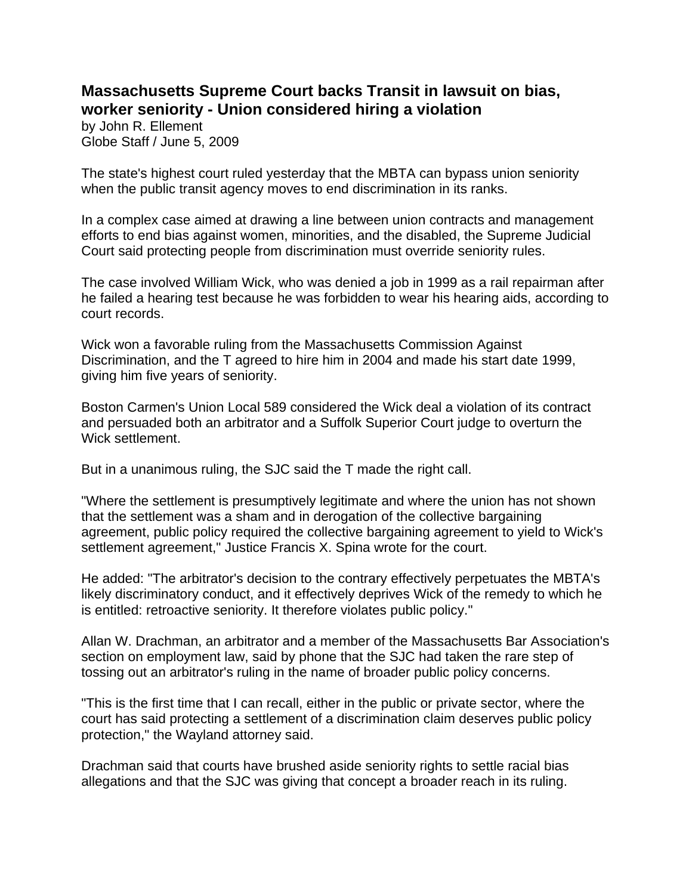# Massachusetts Supreme Court backs Transit in lawsuit on bias, worker seniority - Union considered hiring a violation

by John R. Ellement
Globe Staff / June 5, 2009

The state's highest court ruled yesterday that the MBTA can bypass union seniority when the public transit agency moves to end discrimination in its ranks.

In a complex case aimed at drawing a line between union contracts and management efforts to end bias against women, minorities, and the disabled, the Supreme Judicial Court said protecting people from discrimination must override seniority rules.

The case involved William Wick, who was denied a job in 1999 as a rail repairman after he failed a hearing test because he was forbidden to wear his hearing aids, according to court records.

Wick won a favorable ruling from the Massachusetts Commission Against Discrimination, and the T agreed to hire him in 2004 and made his start date 1999, giving him five years of seniority.

Boston Carmen's Union Local 589 considered the Wick deal a violation of its contract and persuaded both an arbitrator and a Suffolk Superior Court judge to overturn the Wick settlement.

But in a unanimous ruling, the SJC said the T made the right call.

"Where the settlement is presumptively legitimate and where the union has not shown that the settlement was a sham and in derogation of the collective bargaining agreement, public policy required the collective bargaining agreement to yield to Wick's settlement agreement," Justice Francis X. Spina wrote for the court.

He added: "The arbitrator's decision to the contrary effectively perpetuates the MBTA's likely discriminatory conduct, and it effectively deprives Wick of the remedy to which he is entitled: retroactive seniority. It therefore violates public policy."

Allan W. Drachman, an arbitrator and a member of the Massachusetts Bar Association's section on employment law, said by phone that the SJC had taken the rare step of tossing out an arbitrator's ruling in the name of broader public policy concerns.

"This is the first time that I can recall, either in the public or private sector, where the court has said protecting a settlement of a discrimination claim deserves public policy protection," the Wayland attorney said.

Drachman said that courts have brushed aside seniority rights to settle racial bias allegations and that the SJC was giving that concept a broader reach in its ruling.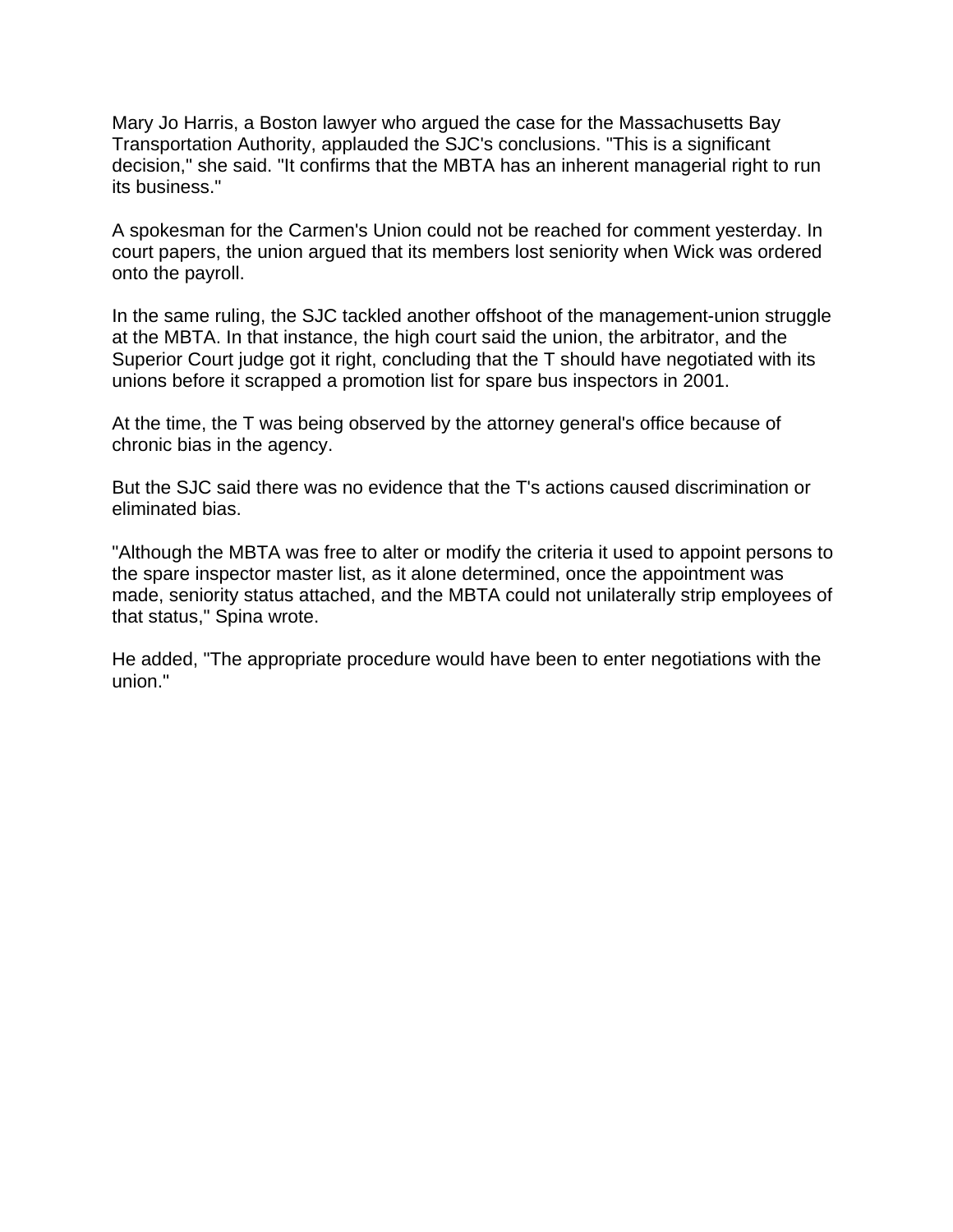Mary Jo Harris, a Boston lawyer who argued the case for the Massachusetts Bay Transportation Authority, applauded the SJC's conclusions. "This is a significant decision," she said. "It confirms that the MBTA has an inherent managerial right to run its business."

A spokesman for the Carmen's Union could not be reached for comment yesterday. In court papers, the union argued that its members lost seniority when Wick was ordered onto the payroll.

In the same ruling, the SJC tackled another offshoot of the management-union struggle at the MBTA. In that instance, the high court said the union, the arbitrator, and the Superior Court judge got it right, concluding that the T should have negotiated with its unions before it scrapped a promotion list for spare bus inspectors in 2001.

At the time, the T was being observed by the attorney general's office because of chronic bias in the agency.

But the SJC said there was no evidence that the T's actions caused discrimination or eliminated bias.

"Although the MBTA was free to alter or modify the criteria it used to appoint persons to the spare inspector master list, as it alone determined, once the appointment was made, seniority status attached, and the MBTA could not unilaterally strip employees of that status," Spina wrote.

He added, "The appropriate procedure would have been to enter negotiations with the union."